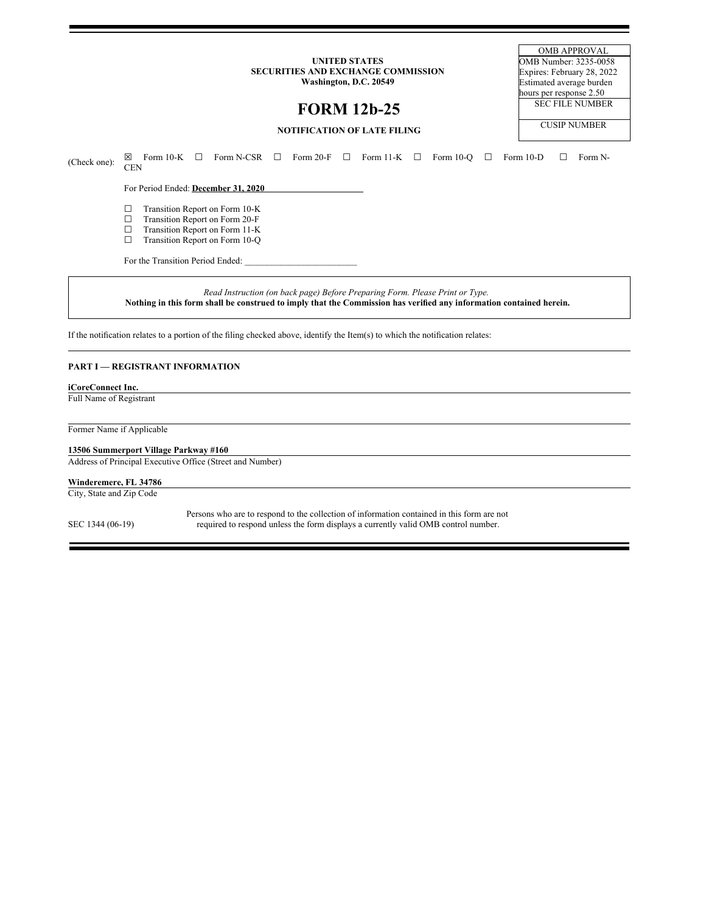| | | OMB APPROVAL |
|---|---|---|
| **UNITED STATES SECURITIES AND EXCHANGE COMMISSION** **Washington, D.C. 20549** | | OMB Number: 3235-0058 Expires: February 28, 2022 Estimated average burden hours per response 2.50 |
| | | SEC FILE NUMBER |
| | | CUSIP NUMBER |

# FORM 12b-25

**NOTIFICATION OF LATE FILING**

(Check one): ☒ Form 10-K ☐ Form N-CSR ☐ Form 20-F ☐ Form 11-K ☐ Form 10-Q ☐ Form 10-D ☐ Form N-CEN

For Period Ended: **December 31, 2020**

☐ Transition Report on Form 10-K
☐ Transition Report on Form 20-F
☐ Transition Report on Form 11-K
☐ Transition Report on Form 10-Q

For the Transition Period Ended: ________________________

*Read Instruction (on back page) Before Preparing Form. Please Print or Type.*
**Nothing in this form shall be construed to imply that the Commission has verified any information contained herein.**

If the notification relates to a portion of the filing checked above, identify the Item(s) to which the notification relates:

**PART I — REGISTRANT INFORMATION**

**iCoreConnect Inc.**
Full Name of Registrant

Former Name if Applicable

**13506 Summerport Village Parkway #160**
Address of Principal Executive Office (Street and Number)

**Winderemere, FL 34786**
City, State and Zip Code

SEC 1344 (06-19) Persons who are to respond to the collection of information contained in this form are not required to respond unless the form displays a currently valid OMB control number.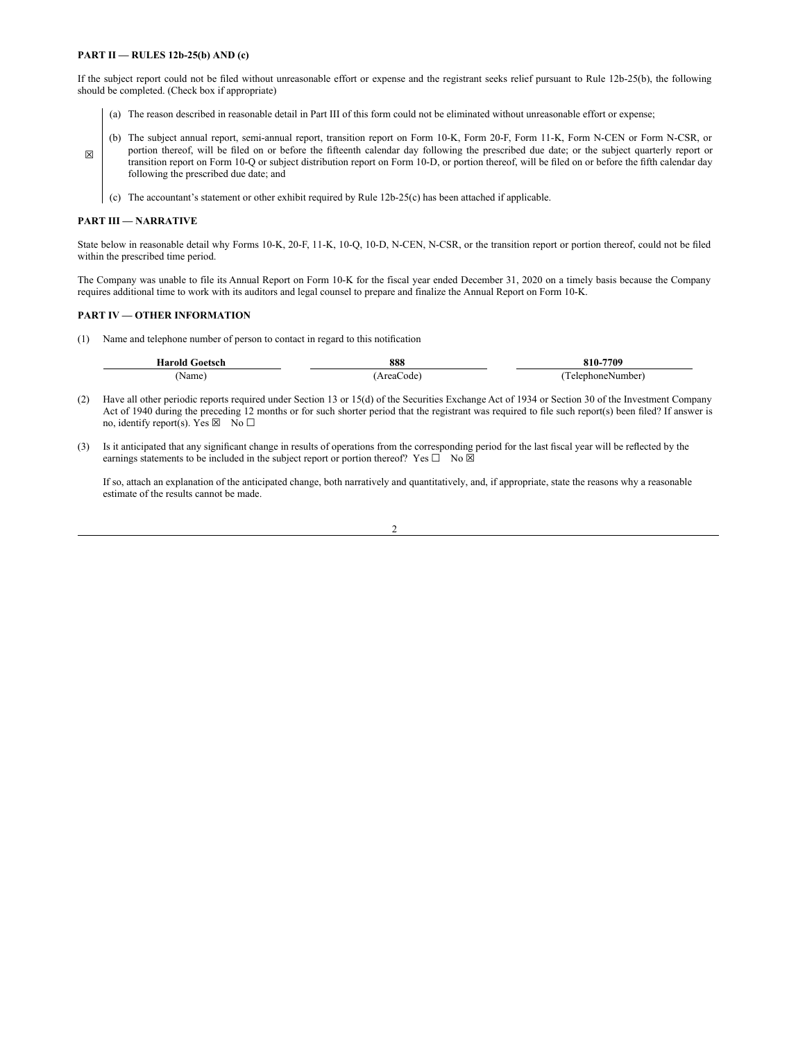**PART II — RULES 12b-25(b) AND (c)**

If the subject report could not be filed without unreasonable effort or expense and the registrant seeks relief pursuant to Rule 12b-25(b), the following should be completed. (Check box if appropriate)

☒

(a) The reason described in reasonable detail in Part III of this form could not be eliminated without unreasonable effort or expense;

(b) The subject annual report, semi-annual report, transition report on Form 10-K, Form 20-F, Form 11-K, Form N-CEN or Form N-CSR, or portion thereof, will be filed on or before the fifteenth calendar day following the prescribed due date; or the subject quarterly report or transition report on Form 10-Q or subject distribution report on Form 10-D, or portion thereof, will be filed on or before the fifth calendar day following the prescribed due date; and

(c) The accountant's statement or other exhibit required by Rule 12b-25(c) has been attached if applicable.

**PART III — NARRATIVE**

State below in reasonable detail why Forms 10-K, 20-F, 11-K, 10-Q, 10-D, N-CEN, N-CSR, or the transition report or portion thereof, could not be filed within the prescribed time period.

The Company was unable to file its Annual Report on Form 10-K for the fiscal year ended December 31, 2020 on a timely basis because the Company requires additional time to work with its auditors and legal counsel to prepare and finalize the Annual Report on Form 10-K.

**PART IV — OTHER INFORMATION**

(1) Name and telephone number of person to contact in regard to this notification

| **Harold Goetsch** | **888** | **810-7709** |
|---|---|---|
| (Name) | (AreaCode) | (TelephoneNumber) |

(2) Have all other periodic reports required under Section 13 or 15(d) of the Securities Exchange Act of 1934 or Section 30 of the Investment Company Act of 1940 during the preceding 12 months or for such shorter period that the registrant was required to file such report(s) been filed? If answer is no, identify report(s). Yes ☒ No ☐

(3) Is it anticipated that any significant change in results of operations from the corresponding period for the last fiscal year will be reflected by the earnings statements to be included in the subject report or portion thereof? Yes ☐ No ☒

If so, attach an explanation of the anticipated change, both narratively and quantitatively, and, if appropriate, state the reasons why a reasonable estimate of the results cannot be made.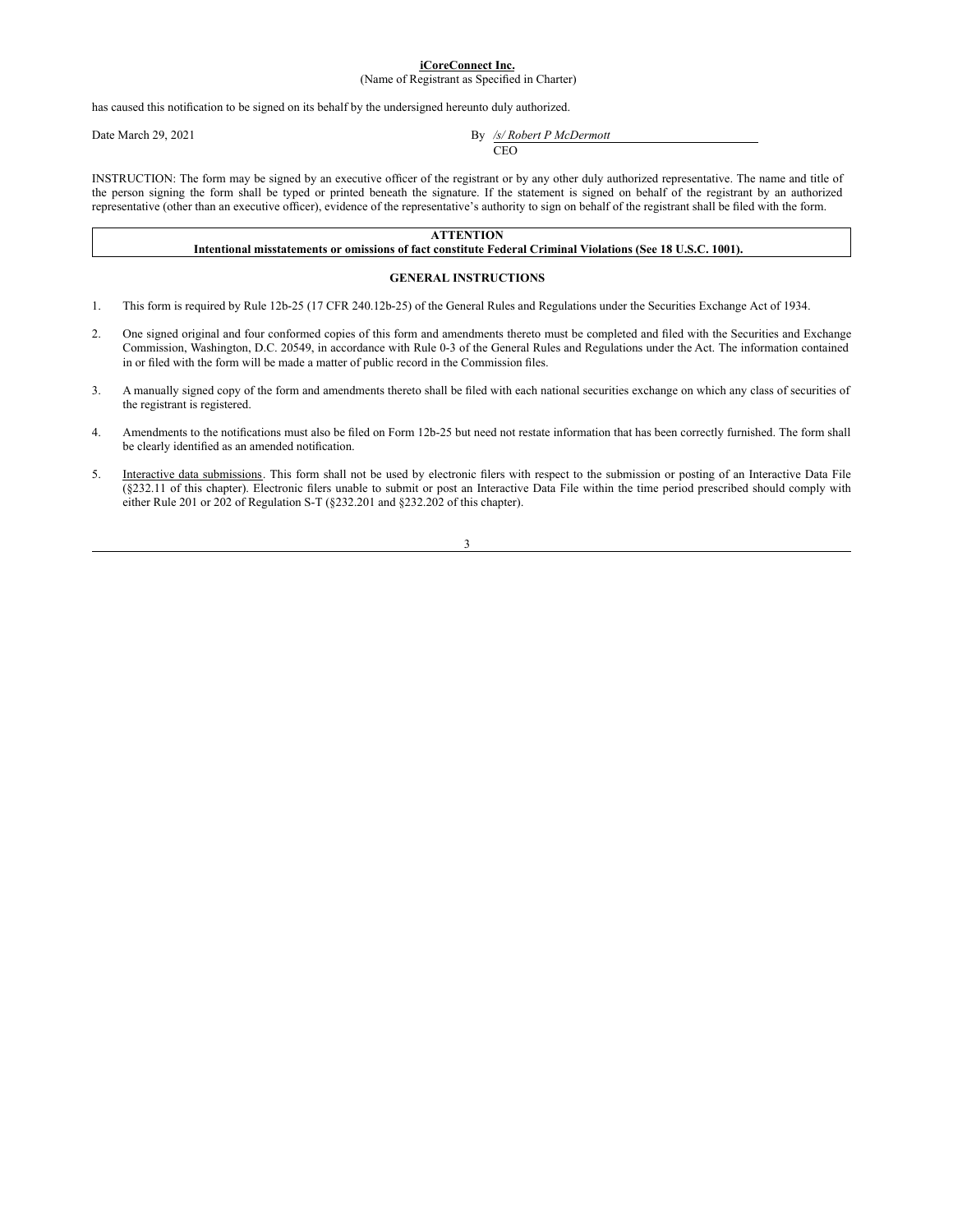**<u>iCoreConnect Inc.</u>**
(Name of Registrant as Specified in Charter)

has caused this notification to be signed on its behalf by the undersigned hereunto duly authorized.

Date March 29, 2021

By *<u>/s/ Robert P McDermott</u>*
CEO

INSTRUCTION: The form may be signed by an executive officer of the registrant or by any other duly authorized representative. The name and title of the person signing the form shall be typed or printed beneath the signature. If the statement is signed on behalf of the registrant by an authorized representative (other than an executive officer), evidence of the representative's authority to sign on behalf of the registrant shall be filed with the form.

**ATTENTION**
**Intentional misstatements or omissions of fact constitute Federal Criminal Violations (See 18 U.S.C. 1001).**

**GENERAL INSTRUCTIONS**

1. This form is required by Rule 12b-25 (17 CFR 240.12b-25) of the General Rules and Regulations under the Securities Exchange Act of 1934.

2. One signed original and four conformed copies of this form and amendments thereto must be completed and filed with the Securities and Exchange Commission, Washington, D.C. 20549, in accordance with Rule 0-3 of the General Rules and Regulations under the Act. The information contained in or filed with the form will be made a matter of public record in the Commission files.

3. A manually signed copy of the form and amendments thereto shall be filed with each national securities exchange on which any class of securities of the registrant is registered.

4. Amendments to the notifications must also be filed on Form 12b-25 but need not restate information that has been correctly furnished. The form shall be clearly identified as an amended notification.

5. <u>Interactive data submissions</u>. This form shall not be used by electronic filers with respect to the submission or posting of an Interactive Data File (§232.11 of this chapter). Electronic filers unable to submit or post an Interactive Data File within the time period prescribed should comply with either Rule 201 or 202 of Regulation S-T (§232.201 and §232.202 of this chapter).